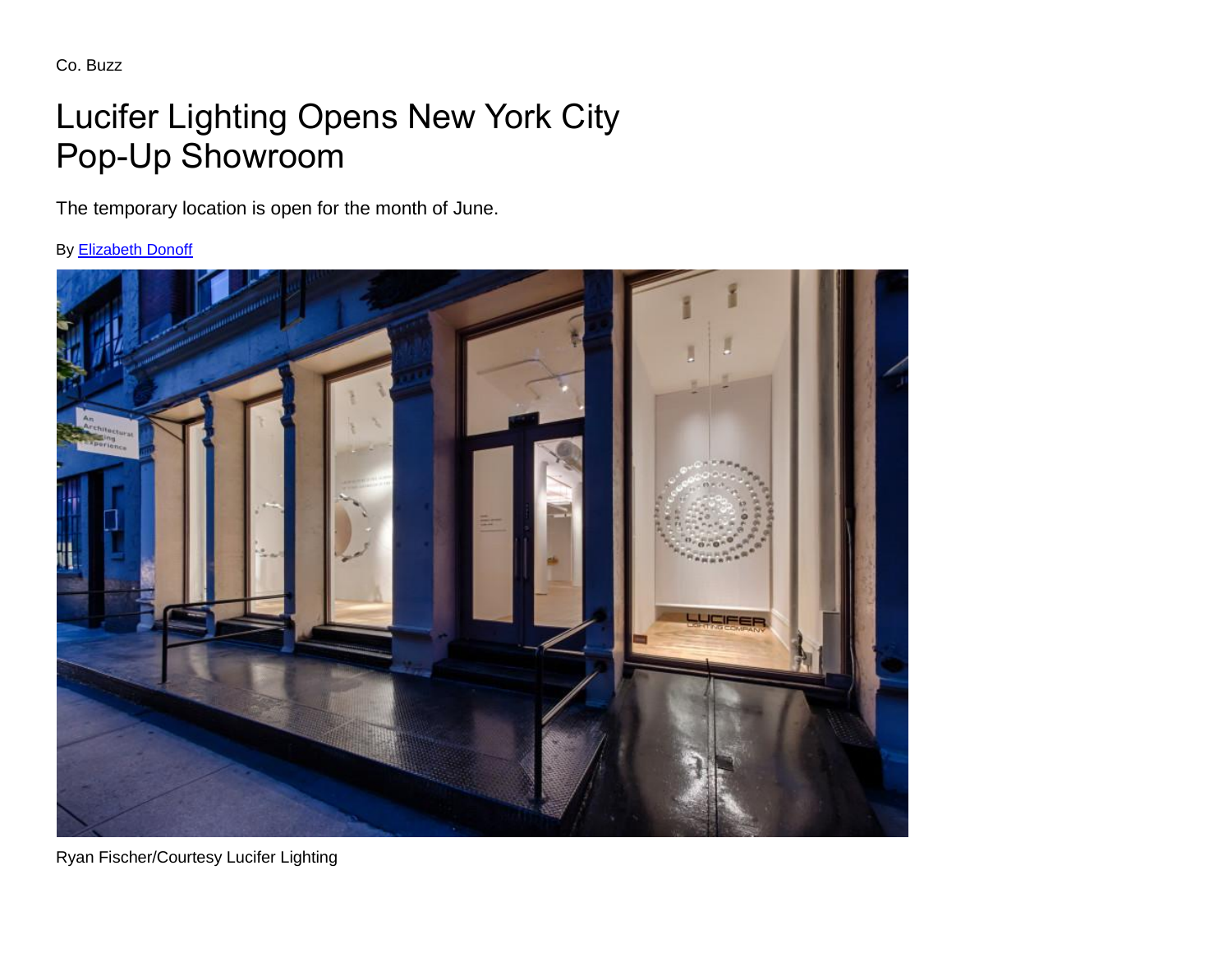Co. Buzz

# Lucifer Lighting Opens New York City Pop-Up Showroom

The temporary location is open for the month of June.

By [Elizabeth Donoff]

Ryan Fischer/Courtesy Lucifer Lighting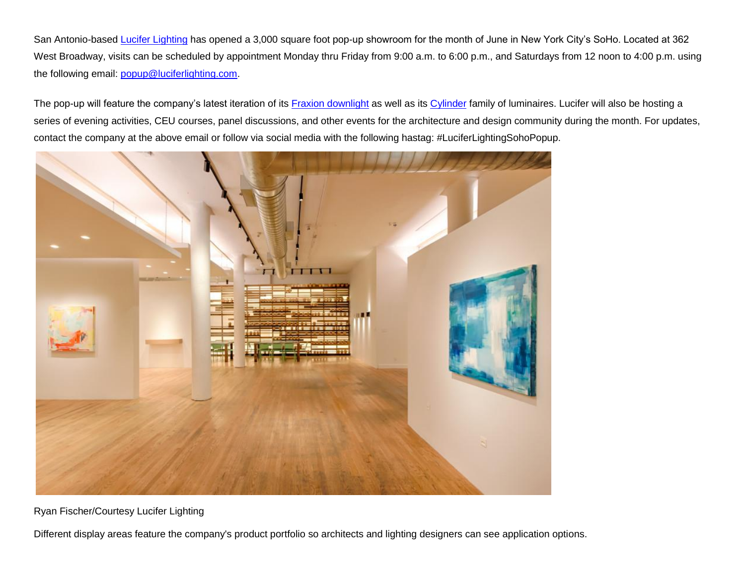San Antonio-based [Lucifer Lighting] has opened a 3,000 square foot pop-up showroom for the month of June in New York City's SoHo. Located at 362 West Broadway, visits can be scheduled by appointment Monday thru Friday from 9:00 a.m. to 6:00 p.m., and Saturdays from 12 noon to 4:00 p.m. using the following email: popup@luciferlighting.com.

The pop-up will feature the company's latest iteration of its Fraxion downlight as well as its Cylinder family of luminaires. Lucifer will also be hosting a series of evening activities, CEU courses, panel discussions, and other events for the architecture and design community during the month. For updates, contact the company at the above email or follow via social media with the following hastag: #LuciferLightingSohoPopup.

Ryan Fischer/Courtesy Lucifer Lighting

Different display areas feature the company's product portfolio so architects and lighting designers can see application options.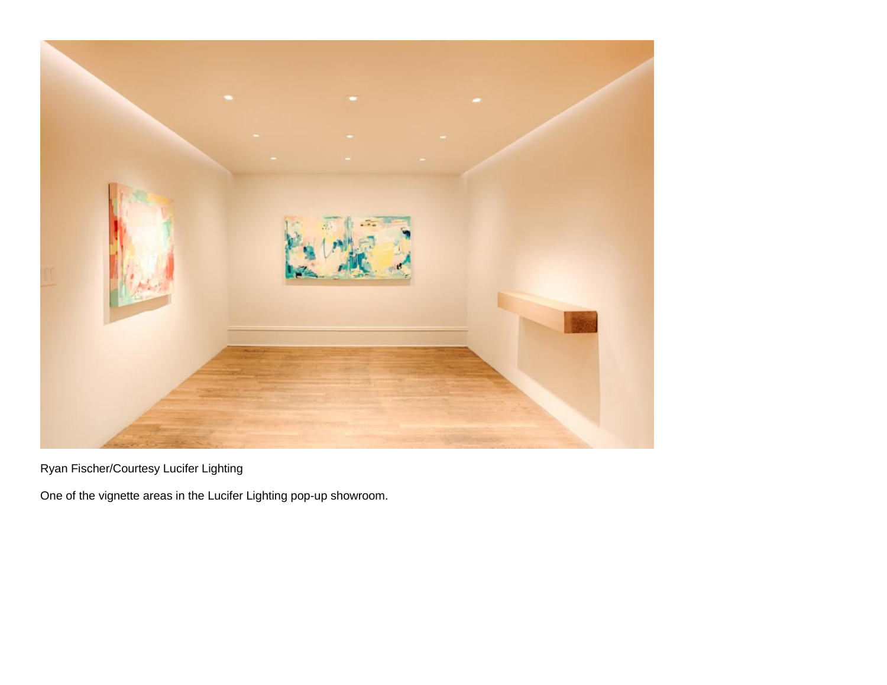Ryan Fischer/Courtesy Lucifer Lighting

One of the vignette areas in the Lucifer Lighting pop-up showroom.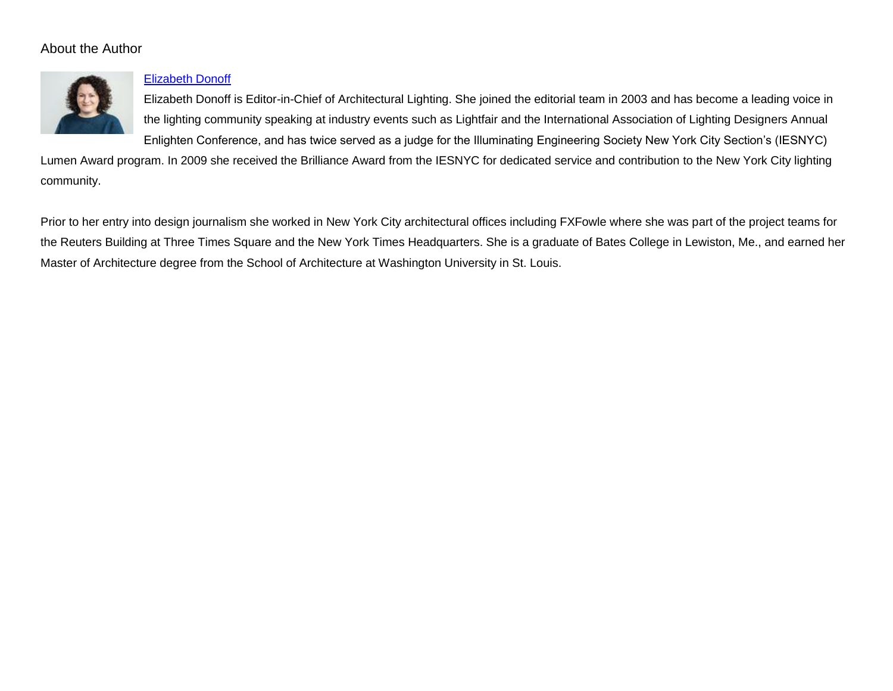## About the Author

[Elizabeth Donoff]

Elizabeth Donoff is Editor-in-Chief of Architectural Lighting. She joined the editorial team in 2003 and has become a leading voice in the lighting community speaking at industry events such as Lightfair and the International Association of Lighting Designers Annual Enlighten Conference, and has twice served as a judge for the Illuminating Engineering Society New York City Section's (IESNYC) Lumen Award program. In 2009 she received the Brilliance Award from the IESNYC for dedicated service and contribution to the New York City lighting community.

Prior to her entry into design journalism she worked in New York City architectural offices including FXFowle where she was part of the project teams for the Reuters Building at Three Times Square and the New York Times Headquarters. She is a graduate of Bates College in Lewiston, Me., and earned her Master of Architecture degree from the School of Architecture at Washington University in St. Louis.